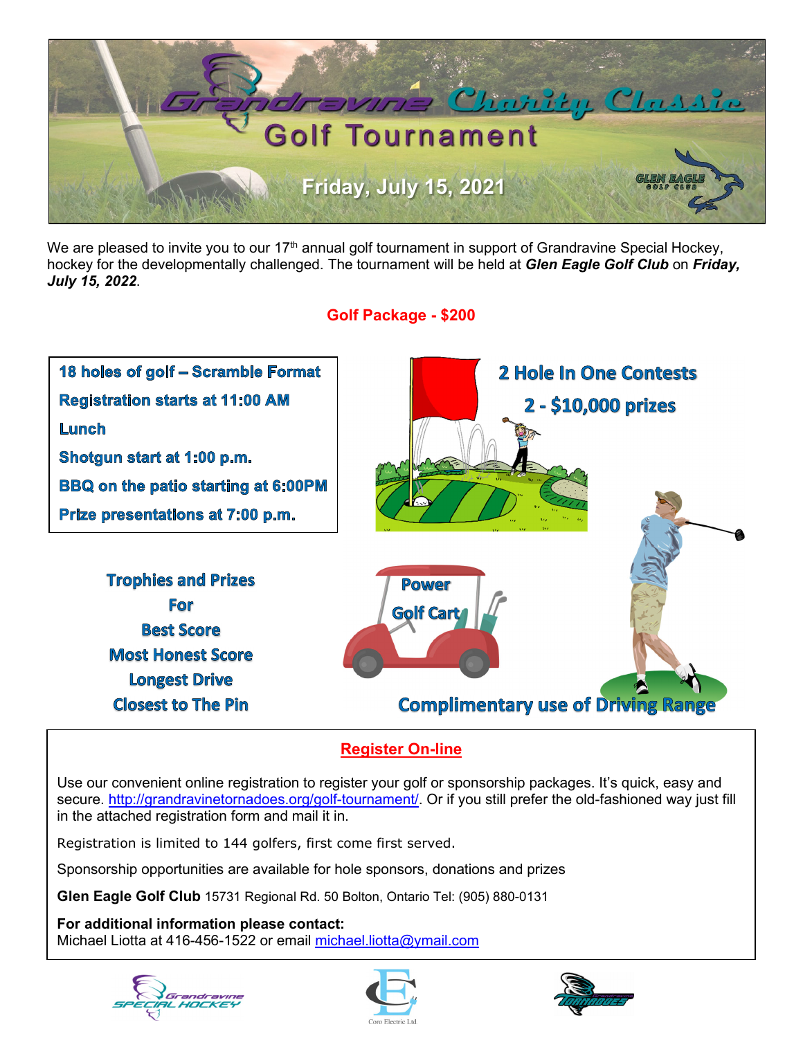# Grandravine Charity Classic

## Golf Tournament

**Friday, July 15, 2021**

GLEN EAGLE GOLF CLUB

We are pleased to invite you to our 17th annual golf tournament in support of Grandravine Special Hockey, hockey for the developmentally challenged. The tournament will be held at ***Glen Eagle Golf Club*** on ***Friday, July 15, 2022***.

## Golf Package - $200

- 18 holes of golf – Scramble Format
- Registration starts at 11:00 AM
- Lunch
- Shotgun start at 1:00 p.m.
- BBQ on the patio starting at 6:00PM
- Prize presentations at 7:00 p.m.

**2 Hole In One Contests**
**2 - $10,000 prizes**

**Trophies and Prizes**
**For**
**Best Score**
**Most Honest Score**
**Longest Drive**
**Closest to The Pin**

**Power Golf Cart**

**Complimentary use of Driving Range**

## Register On-line

Use our convenient online registration to register your golf or sponsorship packages. It's quick, easy and secure. http://grandravinetornadoes.org/golf-tournament/. Or if you still prefer the old-fashioned way just fill in the attached registration form and mail it in.

Registration is limited to 144 golfers, first come first served.

Sponsorship opportunities are available for hole sponsors, donations and prizes

**Glen Eagle Golf Club** 15731 Regional Rd. 50 Bolton, Ontario Tel: (905) 880-0131

**For additional information please contact:**
Michael Liotta at 416-456-1522 or email michael.liotta@ymail.com

Grandravine Special Hockey

Coro Electric Ltd

Grandravine Tornadoes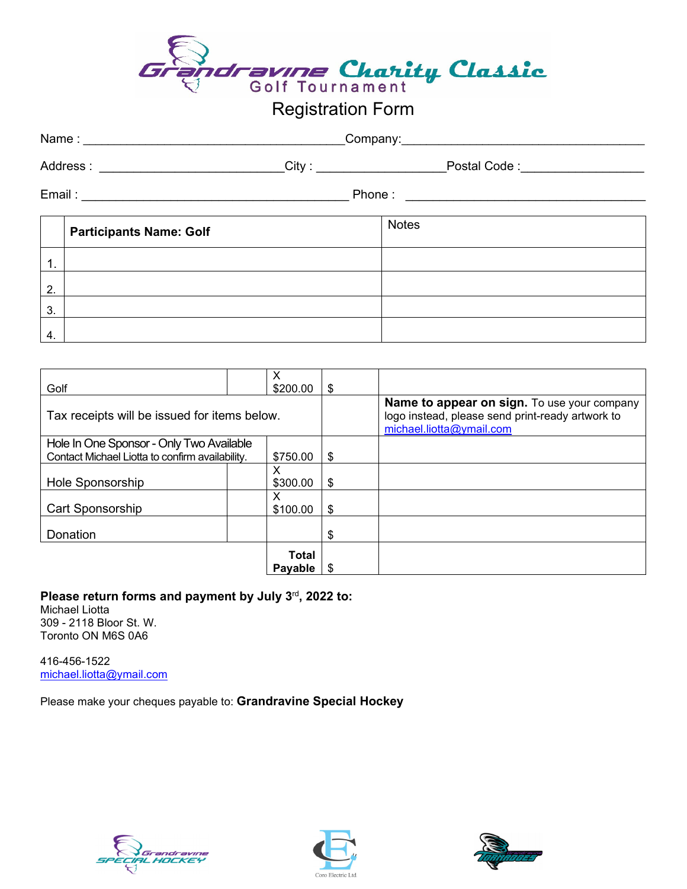# Grandravine Charity Classic

Golf Tournament

## Registration Form

Name : ______________________________________Company:___________________________________

Address : ___________________________City : ___________________Postal Code :__________________

Email : _______________________________________ Phone : ____________________________________

| | Participants Name: Golf | Notes |
|---|---|---|
| 1. | | |
| 2. | | |
| 3. | | |
| 4. | | |

| | | | | |
|---|---|---|---|---|
| Golf | | X $200.00 | $ | |
| Tax receipts will be issued for items below. | | | | **Name to appear on sign.** To use your company logo instead, please send print-ready artwork to michael.liotta@ymail.com |
| Hole In One Sponsor - Only Two Available Contact Michael Liotta to confirm availability. | | $750.00 | $ | |
| Hole Sponsorship | | X $300.00 | $ | |
| Cart Sponsorship | | X $100.00 | $ | |
| Donation | | | $ | |
| | | **Total Payable** | $ | |

**Please return forms and payment by July 3rd, 2022 to:**
Michael Liotta
309 - 2118 Bloor St. W.
Toronto ON M6S 0A6

416-456-1522
michael.liotta@ymail.com

Please make your cheques payable to: **Grandravine Special Hockey**

Grandravine Special Hockey

Coro Electric Ltd.

Grandravine Tornadoes